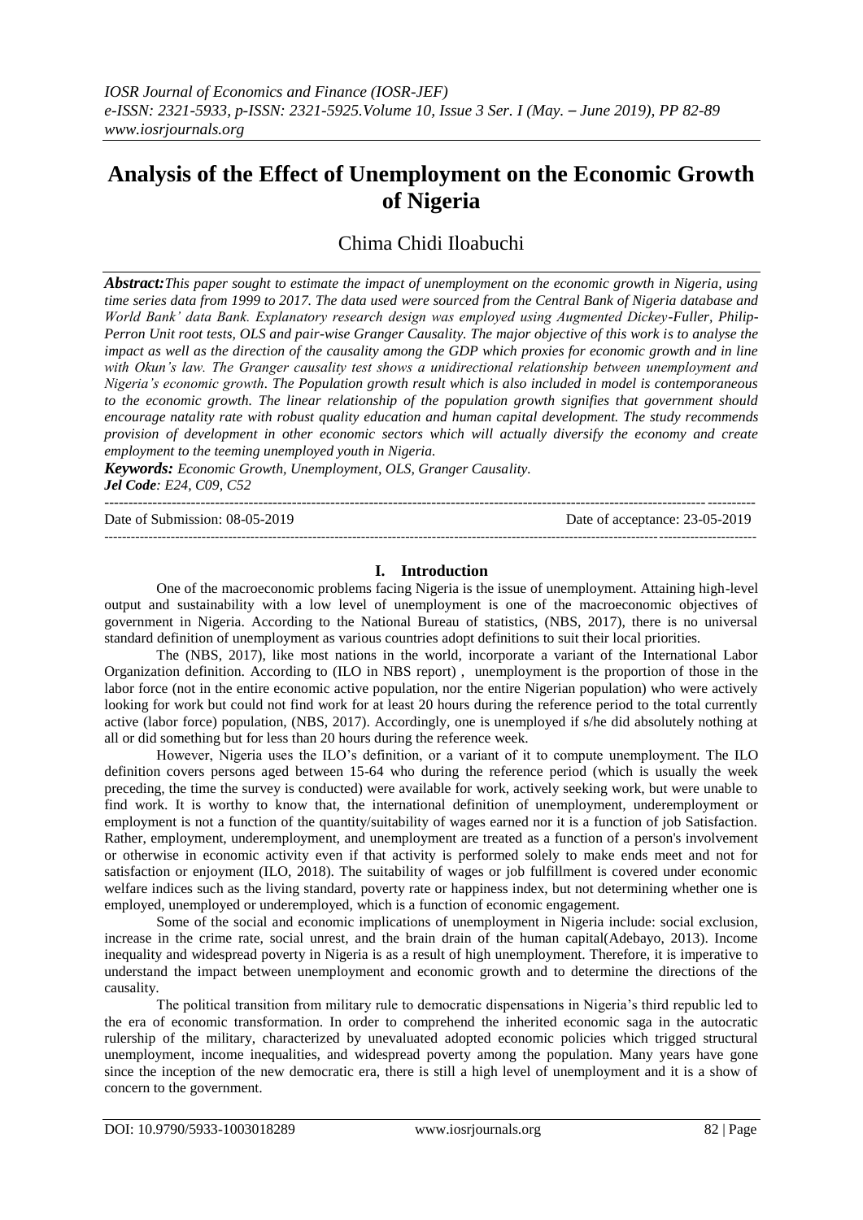# Analysis of the Effect of Unemployment on the Economic Growth of Nigeria

## Chima Chidi Iloabuchi

***Abstract:*** *This paper sought to estimate the impact of unemployment on the economic growth in Nigeria, using time series data from 1999 to 2017. The data used were sourced from the Central Bank of Nigeria database and World Bank' data Bank. Explanatory research design was employed using Augmented Dickey-Fuller, Philip-Perron Unit root tests, OLS and pair-wise Granger Causality. The major objective of this work is to analyse the impact as well as the direction of the causality among the GDP which proxies for economic growth and in line with Okun's law. The Granger causality test shows a unidirectional relationship between unemployment and Nigeria's economic growth. The Population growth result which is also included in model is contemporaneous to the economic growth. The linear relationship of the population growth signifies that government should encourage natality rate with robust quality education and human capital development. The study recommends provision of development in other economic sectors which will actually diversify the economy and create employment to the teeming unemployed youth in Nigeria.*

***Keywords:*** *Economic Growth, Unemployment, OLS, Granger Causality.*

***Jel Code****: E24, C09, C52*

---

Date of Submission: 08-05-2019 Date of acceptance: 23-05-2019

---

## I. Introduction

One of the macroeconomic problems facing Nigeria is the issue of unemployment. Attaining high-level output and sustainability with a low level of unemployment is one of the macroeconomic objectives of government in Nigeria. According to the National Bureau of statistics, (NBS, 2017), there is no universal standard definition of unemployment as various countries adopt definitions to suit their local priorities.

The (NBS, 2017), like most nations in the world, incorporate a variant of the International Labor Organization definition. According to (ILO in NBS report) , unemployment is the proportion of those in the labor force (not in the entire economic active population, nor the entire Nigerian population) who were actively looking for work but could not find work for at least 20 hours during the reference period to the total currently active (labor force) population, (NBS, 2017). Accordingly, one is unemployed if s/he did absolutely nothing at all or did something but for less than 20 hours during the reference week.

However, Nigeria uses the ILO's definition, or a variant of it to compute unemployment. The ILO definition covers persons aged between 15-64 who during the reference period (which is usually the week preceding, the time the survey is conducted) were available for work, actively seeking work, but were unable to find work. It is worthy to know that, the international definition of unemployment, underemployment or employment is not a function of the quantity/suitability of wages earned nor it is a function of job Satisfaction. Rather, employment, underemployment, and unemployment are treated as a function of a person's involvement or otherwise in economic activity even if that activity is performed solely to make ends meet and not for satisfaction or enjoyment (ILO, 2018). The suitability of wages or job fulfillment is covered under economic welfare indices such as the living standard, poverty rate or happiness index, but not determining whether one is employed, unemployed or underemployed, which is a function of economic engagement.

Some of the social and economic implications of unemployment in Nigeria include: social exclusion, increase in the crime rate, social unrest, and the brain drain of the human capital(Adebayo, 2013). Income inequality and widespread poverty in Nigeria is as a result of high unemployment. Therefore, it is imperative to understand the impact between unemployment and economic growth and to determine the directions of the causality.

The political transition from military rule to democratic dispensations in Nigeria's third republic led to the era of economic transformation. In order to comprehend the inherited economic saga in the autocratic rulership of the military, characterized by unevaluated adopted economic policies which trigged structural unemployment, income inequalities, and widespread poverty among the population. Many years have gone since the inception of the new democratic era, there is still a high level of unemployment and it is a show of concern to the government.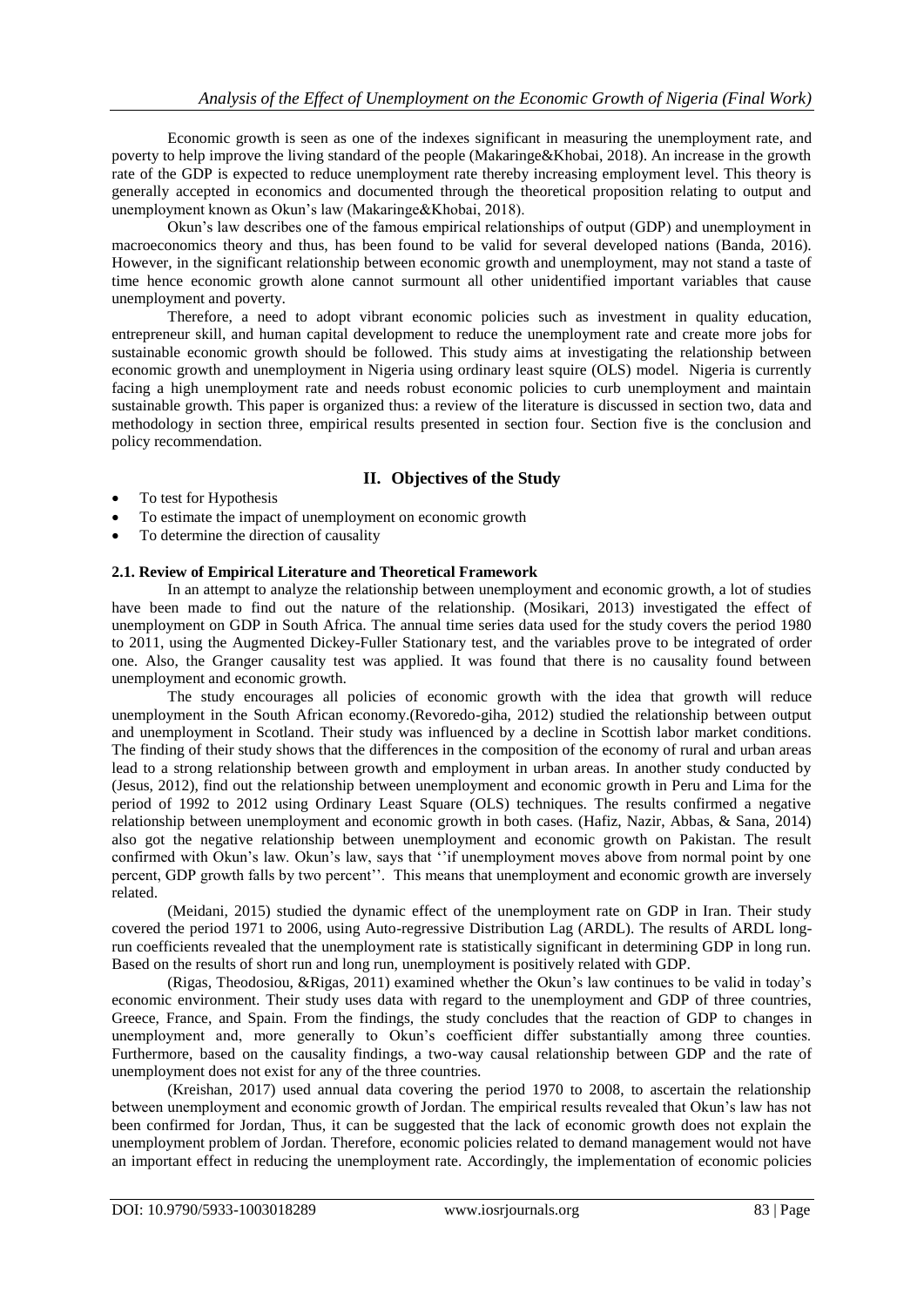Economic growth is seen as one of the indexes significant in measuring the unemployment rate, and poverty to help improve the living standard of the people (Makaringe&Khobai, 2018). An increase in the growth rate of the GDP is expected to reduce unemployment rate thereby increasing employment level. This theory is generally accepted in economics and documented through the theoretical proposition relating to output and unemployment known as Okun's law (Makaringe&Khobai, 2018).

Okun's law describes one of the famous empirical relationships of output (GDP) and unemployment in macroeconomics theory and thus, has been found to be valid for several developed nations (Banda, 2016). However, in the significant relationship between economic growth and unemployment, may not stand a taste of time hence economic growth alone cannot surmount all other unidentified important variables that cause unemployment and poverty.

Therefore, a need to adopt vibrant economic policies such as investment in quality education, entrepreneur skill, and human capital development to reduce the unemployment rate and create more jobs for sustainable economic growth should be followed. This study aims at investigating the relationship between economic growth and unemployment in Nigeria using ordinary least squire (OLS) model. Nigeria is currently facing a high unemployment rate and needs robust economic policies to curb unemployment and maintain sustainable growth. This paper is organized thus: a review of the literature is discussed in section two, data and methodology in section three, empirical results presented in section four. Section five is the conclusion and policy recommendation.

## II. Objectives of the Study

- To test for Hypothesis
- To estimate the impact of unemployment on economic growth
- To determine the direction of causality

### 2.1. Review of Empirical Literature and Theoretical Framework

In an attempt to analyze the relationship between unemployment and economic growth, a lot of studies have been made to find out the nature of the relationship. (Mosikari, 2013) investigated the effect of unemployment on GDP in South Africa. The annual time series data used for the study covers the period 1980 to 2011, using the Augmented Dickey-Fuller Stationary test, and the variables prove to be integrated of order one. Also, the Granger causality test was applied. It was found that there is no causality found between unemployment and economic growth.

The study encourages all policies of economic growth with the idea that growth will reduce unemployment in the South African economy.(Revoredo-giha, 2012) studied the relationship between output and unemployment in Scotland. Their study was influenced by a decline in Scottish labor market conditions. The finding of their study shows that the differences in the composition of the economy of rural and urban areas lead to a strong relationship between growth and employment in urban areas. In another study conducted by (Jesus, 2012), find out the relationship between unemployment and economic growth in Peru and Lima for the period of 1992 to 2012 using Ordinary Least Square (OLS) techniques. The results confirmed a negative relationship between unemployment and economic growth in both cases. (Hafiz, Nazir, Abbas, & Sana, 2014) also got the negative relationship between unemployment and economic growth on Pakistan. The result confirmed with Okun's law. Okun's law, says that ''if unemployment moves above from normal point by one percent, GDP growth falls by two percent''. This means that unemployment and economic growth are inversely related.

(Meidani, 2015) studied the dynamic effect of the unemployment rate on GDP in Iran. Their study covered the period 1971 to 2006, using Auto-regressive Distribution Lag (ARDL). The results of ARDL long-run coefficients revealed that the unemployment rate is statistically significant in determining GDP in long run. Based on the results of short run and long run, unemployment is positively related with GDP.

(Rigas, Theodosiou, &Rigas, 2011) examined whether the Okun's law continues to be valid in today's economic environment. Their study uses data with regard to the unemployment and GDP of three countries, Greece, France, and Spain. From the findings, the study concludes that the reaction of GDP to changes in unemployment and, more generally to Okun's coefficient differ substantially among three counties. Furthermore, based on the causality findings, a two-way causal relationship between GDP and the rate of unemployment does not exist for any of the three countries.

(Kreishan, 2017) used annual data covering the period 1970 to 2008, to ascertain the relationship between unemployment and economic growth of Jordan. The empirical results revealed that Okun's law has not been confirmed for Jordan, Thus, it can be suggested that the lack of economic growth does not explain the unemployment problem of Jordan. Therefore, economic policies related to demand management would not have an important effect in reducing the unemployment rate. Accordingly, the implementation of economic policies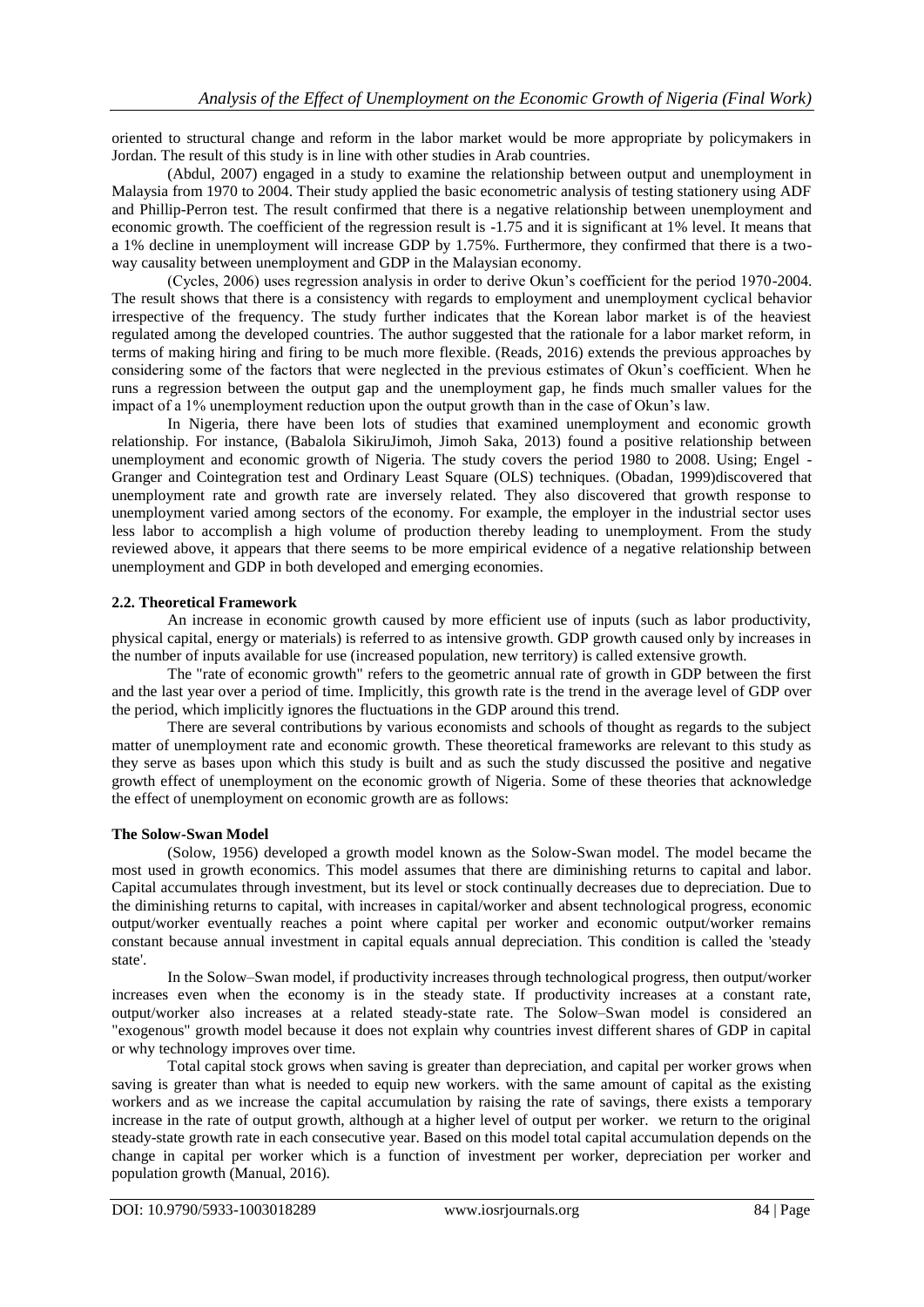oriented to structural change and reform in the labor market would be more appropriate by policymakers in Jordan. The result of this study is in line with other studies in Arab countries.

(Abdul, 2007) engaged in a study to examine the relationship between output and unemployment in Malaysia from 1970 to 2004. Their study applied the basic econometric analysis of testing stationery using ADF and Phillip-Perron test. The result confirmed that there is a negative relationship between unemployment and economic growth. The coefficient of the regression result is -1.75 and it is significant at 1% level. It means that a 1% decline in unemployment will increase GDP by 1.75%. Furthermore, they confirmed that there is a two-way causality between unemployment and GDP in the Malaysian economy.

(Cycles, 2006) uses regression analysis in order to derive Okun's coefficient for the period 1970-2004. The result shows that there is a consistency with regards to employment and unemployment cyclical behavior irrespective of the frequency. The study further indicates that the Korean labor market is of the heaviest regulated among the developed countries. The author suggested that the rationale for a labor market reform, in terms of making hiring and firing to be much more flexible. (Reads, 2016) extends the previous approaches by considering some of the factors that were neglected in the previous estimates of Okun's coefficient. When he runs a regression between the output gap and the unemployment gap, he finds much smaller values for the impact of a 1% unemployment reduction upon the output growth than in the case of Okun's law.

In Nigeria, there have been lots of studies that examined unemployment and economic growth relationship. For instance, (Babalola SikiruJimoh, Jimoh Saka, 2013) found a positive relationship between unemployment and economic growth of Nigeria. The study covers the period 1980 to 2008. Using; Engel - Granger and Cointegration test and Ordinary Least Square (OLS) techniques. (Obadan, 1999)discovered that unemployment rate and growth rate are inversely related. They also discovered that growth response to unemployment varied among sectors of the economy. For example, the employer in the industrial sector uses less labor to accomplish a high volume of production thereby leading to unemployment. From the study reviewed above, it appears that there seems to be more empirical evidence of a negative relationship between unemployment and GDP in both developed and emerging economies.

## 2.2. Theoretical Framework

An increase in economic growth caused by more efficient use of inputs (such as labor productivity, physical capital, energy or materials) is referred to as intensive growth. GDP growth caused only by increases in the number of inputs available for use (increased population, new territory) is called extensive growth.

The "rate of economic growth" refers to the geometric annual rate of growth in GDP between the first and the last year over a period of time. Implicitly, this growth rate is the trend in the average level of GDP over the period, which implicitly ignores the fluctuations in the GDP around this trend.

There are several contributions by various economists and schools of thought as regards to the subject matter of unemployment rate and economic growth. These theoretical frameworks are relevant to this study as they serve as bases upon which this study is built and as such the study discussed the positive and negative growth effect of unemployment on the economic growth of Nigeria. Some of these theories that acknowledge the effect of unemployment on economic growth are as follows:

### The Solow-Swan Model

(Solow, 1956) developed a growth model known as the Solow-Swan model. The model became the most used in growth economics. This model assumes that there are diminishing returns to capital and labor. Capital accumulates through investment, but its level or stock continually decreases due to depreciation. Due to the diminishing returns to capital, with increases in capital/worker and absent technological progress, economic output/worker eventually reaches a point where capital per worker and economic output/worker remains constant because annual investment in capital equals annual depreciation. This condition is called the 'steady state'.

In the Solow–Swan model, if productivity increases through technological progress, then output/worker increases even when the economy is in the steady state. If productivity increases at a constant rate, output/worker also increases at a related steady-state rate. The Solow–Swan model is considered an "exogenous" growth model because it does not explain why countries invest different shares of GDP in capital or why technology improves over time.

Total capital stock grows when saving is greater than depreciation, and capital per worker grows when saving is greater than what is needed to equip new workers. with the same amount of capital as the existing workers and as we increase the capital accumulation by raising the rate of savings, there exists a temporary increase in the rate of output growth, although at a higher level of output per worker. we return to the original steady-state growth rate in each consecutive year. Based on this model total capital accumulation depends on the change in capital per worker which is a function of investment per worker, depreciation per worker and population growth (Manual, 2016).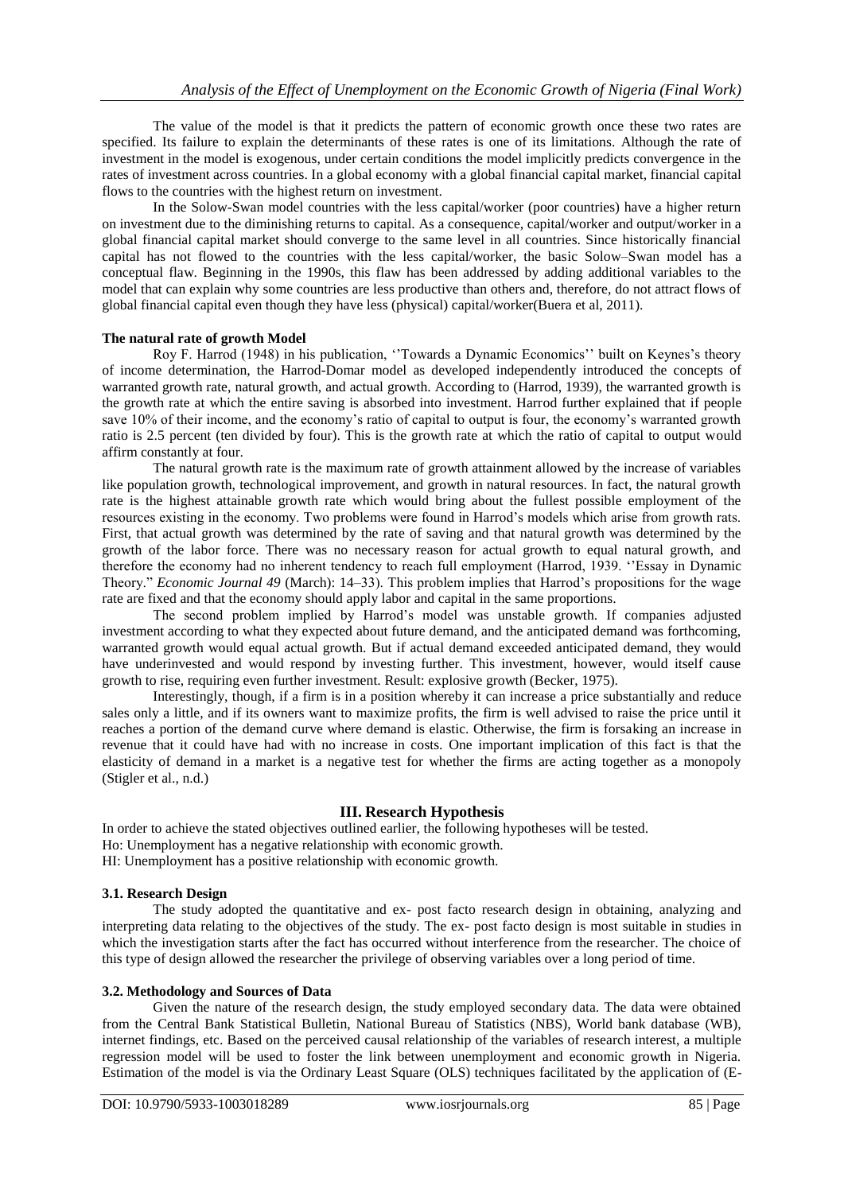The value of the model is that it predicts the pattern of economic growth once these two rates are specified. Its failure to explain the determinants of these rates is one of its limitations. Although the rate of investment in the model is exogenous, under certain conditions the model implicitly predicts convergence in the rates of investment across countries. In a global economy with a global financial capital market, financial capital flows to the countries with the highest return on investment.

In the Solow-Swan model countries with the less capital/worker (poor countries) have a higher return on investment due to the diminishing returns to capital. As a consequence, capital/worker and output/worker in a global financial capital market should converge to the same level in all countries. Since historically financial capital has not flowed to the countries with the less capital/worker, the basic Solow–Swan model has a conceptual flaw. Beginning in the 1990s, this flaw has been addressed by adding additional variables to the model that can explain why some countries are less productive than others and, therefore, do not attract flows of global financial capital even though they have less (physical) capital/worker(Buera et al, 2011).

**The natural rate of growth Model**

Roy F. Harrod (1948) in his publication, ''Towards a Dynamic Economics'' built on Keynes's theory of income determination, the Harrod-Domar model as developed independently introduced the concepts of warranted growth rate, natural growth, and actual growth. According to (Harrod, 1939), the warranted growth is the growth rate at which the entire saving is absorbed into investment. Harrod further explained that if people save 10% of their income, and the economy's ratio of capital to output is four, the economy's warranted growth ratio is 2.5 percent (ten divided by four). This is the growth rate at which the ratio of capital to output would affirm constantly at four.

The natural growth rate is the maximum rate of growth attainment allowed by the increase of variables like population growth, technological improvement, and growth in natural resources. In fact, the natural growth rate is the highest attainable growth rate which would bring about the fullest possible employment of the resources existing in the economy. Two problems were found in Harrod's models which arise from growth rats. First, that actual growth was determined by the rate of saving and that natural growth was determined by the growth of the labor force. There was no necessary reason for actual growth to equal natural growth, and therefore the economy had no inherent tendency to reach full employment (Harrod, 1939. ''Essay in Dynamic Theory." *Economic Journal 49* (March): 14–33). This problem implies that Harrod's propositions for the wage rate are fixed and that the economy should apply labor and capital in the same proportions.

The second problem implied by Harrod's model was unstable growth. If companies adjusted investment according to what they expected about future demand, and the anticipated demand was forthcoming, warranted growth would equal actual growth. But if actual demand exceeded anticipated demand, they would have underinvested and would respond by investing further. This investment, however, would itself cause growth to rise, requiring even further investment. Result: explosive growth (Becker, 1975).

Interestingly, though, if a firm is in a position whereby it can increase a price substantially and reduce sales only a little, and if its owners want to maximize profits, the firm is well advised to raise the price until it reaches a portion of the demand curve where demand is elastic. Otherwise, the firm is forsaking an increase in revenue that it could have had with no increase in costs. One important implication of this fact is that the elasticity of demand in a market is a negative test for whether the firms are acting together as a monopoly (Stigler et al., n.d.)

## III. Research Hypothesis

In order to achieve the stated objectives outlined earlier, the following hypotheses will be tested.
Ho: Unemployment has a negative relationship with economic growth.
HI: Unemployment has a positive relationship with economic growth.

### 3.1. Research Design

The study adopted the quantitative and ex- post facto research design in obtaining, analyzing and interpreting data relating to the objectives of the study. The ex- post facto design is most suitable in studies in which the investigation starts after the fact has occurred without interference from the researcher. The choice of this type of design allowed the researcher the privilege of observing variables over a long period of time.

### 3.2. Methodology and Sources of Data

Given the nature of the research design, the study employed secondary data. The data were obtained from the Central Bank Statistical Bulletin, National Bureau of Statistics (NBS), World bank database (WB), internet findings, etc. Based on the perceived causal relationship of the variables of research interest, a multiple regression model will be used to foster the link between unemployment and economic growth in Nigeria. Estimation of the model is via the Ordinary Least Square (OLS) techniques facilitated by the application of (E-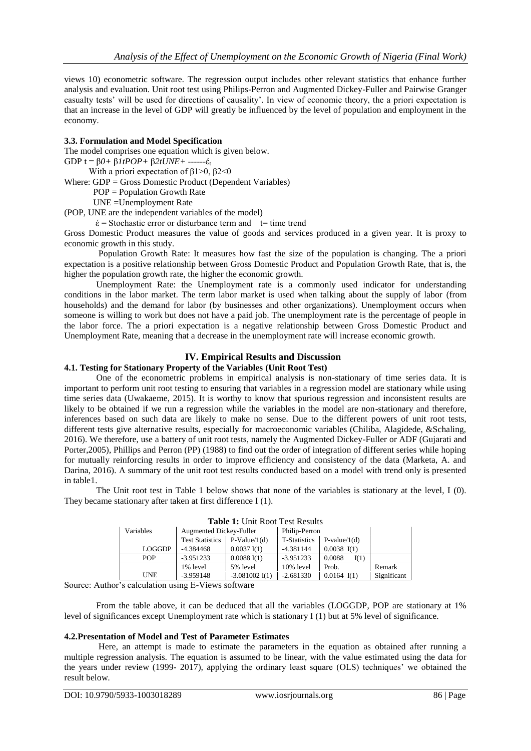views 10) econometric software. The regression output includes other relevant statistics that enhance further analysis and evaluation. Unit root test using Philips-Perron and Augmented Dickey-Fuller and Pairwise Granger casualty tests' will be used for directions of causality'. In view of economic theory, the a priori expectation is that an increase in the level of GDP will greatly be influenced by the level of population and employment in the economy.

### 3.3. Formulation and Model Specification

The model comprises one equation which is given below.

$GDP_t = \beta_0 + \beta_1 tPOP + \beta_2 tUNE +$ ------$\acute{\varepsilon}_t$

With a priori expectation of $\beta_1 > 0$, $\beta_2 < 0$

Where: GDP = Gross Domestic Product (Dependent Variables)

POP = Population Growth Rate

UNE =Unemployment Rate

(POP, UNE are the independent variables of the model)

$\acute{\varepsilon}$ = Stochastic error or disturbance term and t= time trend

Gross Domestic Product measures the value of goods and services produced in a given year. It is proxy to economic growth in this study.

Population Growth Rate: It measures how fast the size of the population is changing. The a priori expectation is a positive relationship between Gross Domestic Product and Population Growth Rate, that is, the higher the population growth rate, the higher the economic growth.

Unemployment Rate: the Unemployment rate is a commonly used indicator for understanding conditions in the labor market. The term labor market is used when talking about the supply of labor (from households) and the demand for labor (by businesses and other organizations). Unemployment occurs when someone is willing to work but does not have a paid job. The unemployment rate is the percentage of people in the labor force. The a priori expectation is a negative relationship between Gross Domestic Product and Unemployment Rate, meaning that a decrease in the unemployment rate will increase economic growth.

## IV. Empirical Results and Discussion

### 4.1. Testing for Stationary Property of the Variables (Unit Root Test)

One of the econometric problems in empirical analysis is non-stationary of time series data. It is important to perform unit root testing to ensuring that variables in a regression model are stationary while using time series data (Uwakaeme, 2015). It is worthy to know that spurious regression and inconsistent results are likely to be obtained if we run a regression while the variables in the model are non-stationary and therefore, inferences based on such data are likely to make no sense. Due to the different powers of unit root tests, different tests give alternative results, especially for macroeconomic variables (Chiliba, Alagidede, &Schaling, 2016). We therefore, use a battery of unit root tests, namely the Augmented Dickey-Fuller or ADF (Gujarati and Porter,2005), Phillips and Perron (PP) (1988) to find out the order of integration of different series while hoping for mutually reinforcing results in order to improve efficiency and consistency of the data (Marketa, A. and Darina, 2016). A summary of the unit root test results conducted based on a model with trend only is presented in table1.

The Unit root test in Table 1 below shows that none of the variables is stationary at the level, I (0). They became stationary after taken at first difference I (1).

**Table 1:** Unit Root Test Results

| Variables | Augmented Dickey-Fuller | | Philip-Perron | | |
|---|---|---|---|---|---|
| | Test Statistics | P-Value/1(d) | T-Statistics | P-value/1(d) | |
| LOGGDP | -4.384468 | 0.0037 I(1) | -4.381144 | 0.0038 I(1) | |
| POP | -3.951233 | 0.0088 I(1) | -3.951233 | 0.0088 I(1) | |
| | 1% level | 5% level | 10% level | Prob. | Remark |
| UNE | -3.959148 | -3.081002 I(1) | -2.681330 | 0.0164 I(1) | Significant |

Source: Author's calculation using E-Views software

From the table above, it can be deduced that all the variables (LOGGDP, POP are stationary at 1% level of significances except Unemployment rate which is stationary I (1) but at 5% level of significance.

### 4.2.Presentation of Model and Test of Parameter Estimates

Here, an attempt is made to estimate the parameters in the equation as obtained after running a multiple regression analysis. The equation is assumed to be linear, with the value estimated using the data for the years under review (1999- 2017), applying the ordinary least square (OLS) techniques' we obtained the result below.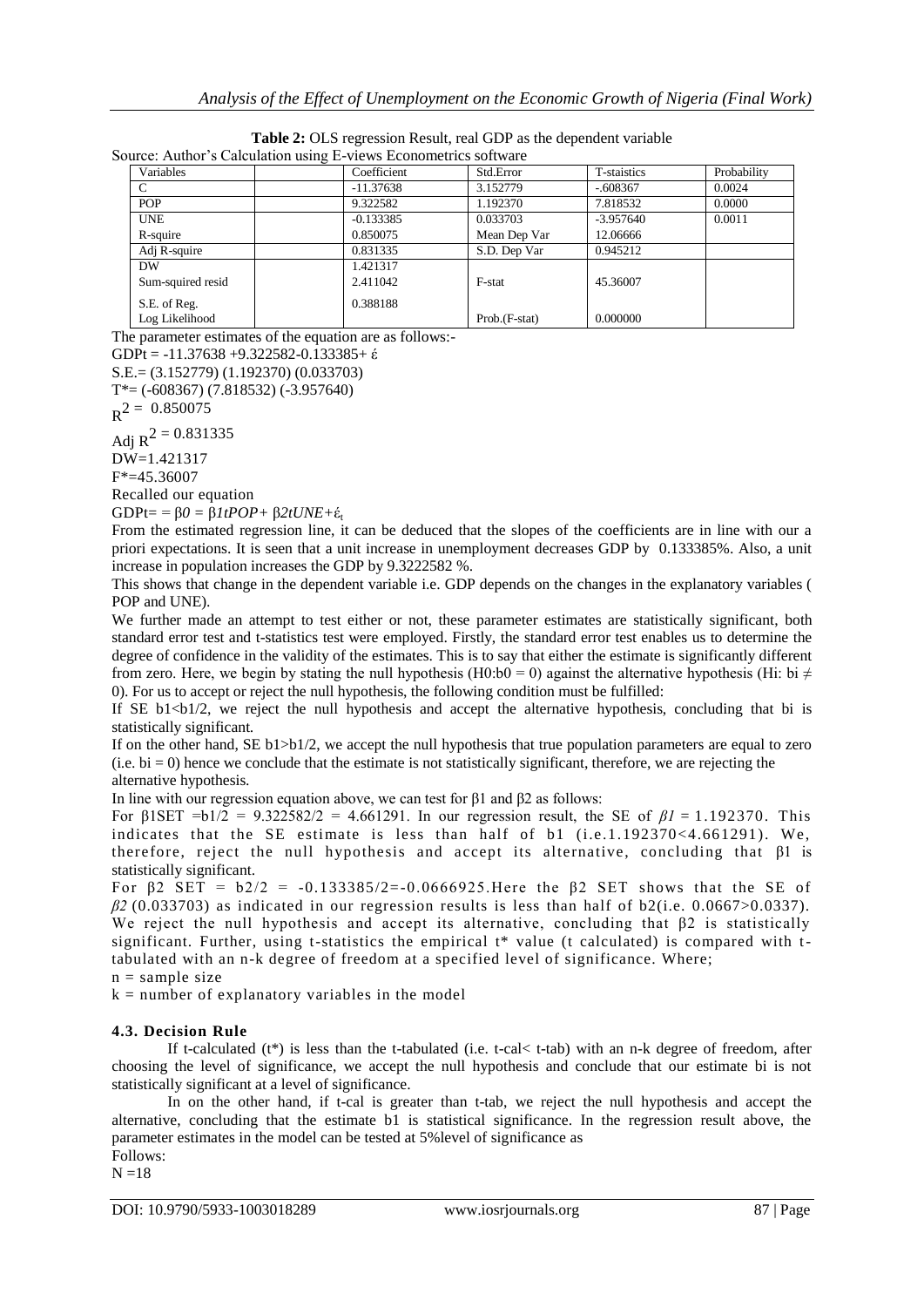**Table 2:** OLS regression Result, real GDP as the dependent variable

Source: Author's Calculation using E-views Econometrics software

| Variables | | Coefficient | Std.Error | T-staistics | Probability |
|---|---|---|---|---|---|
| C | | -11.37638 | 3.152779 | -.608367 | 0.0024 |
| POP | | 9.322582 | 1.192370 | 7.818532 | 0.0000 |
| UNE | | -0.133385 | 0.033703 | -3.957640 | 0.0011 |
| R-squire | | 0.850075 | Mean Dep Var | 12.06666 | |
| Adj R-squire | | 0.831335 | S.D. Dep Var | 0.945212 | |
| DW | | 1.421317 | | | |
| Sum-squired resid | | 2.411042 | F-stat | 45.36007 | |
| S.E. of Reg. | | 0.388188 | | | |
| Log Likelihood | | | Prob.(F-stat) | 0.000000 | |

The parameter estimates of the equation are as follows:-

GDPt = -11.37638 +9.322582-0.133385+ έ

S.E.= (3.152779) (1.192370) (0.033703)

T*= (-608367) (7.818532) (-3.957640)

$R^2 = 0.850075$

Adj $R^2 = 0.831335$

DW=1.421317

F*=45.36007

Recalled our equation

GDPt= = $\beta 0 = \beta 1tPOP + \beta 2tUNE + έ_t$

From the estimated regression line, it can be deduced that the slopes of the coefficients are in line with our a priori expectations. It is seen that a unit increase in unemployment decreases GDP by 0.133385%. Also, a unit increase in population increases the GDP by 9.3222582 %.

This shows that change in the dependent variable i.e. GDP depends on the changes in the explanatory variables ( POP and UNE).

We further made an attempt to test either or not, these parameter estimates are statistically significant, both standard error test and t-statistics test were employed. Firstly, the standard error test enables us to determine the degree of confidence in the validity of the estimates. This is to say that either the estimate is significantly different from zero. Here, we begin by stating the null hypothesis (H0:b0 = 0) against the alternative hypothesis (Hi: bi ≠ 0). For us to accept or reject the null hypothesis, the following condition must be fulfilled:

If SE b1<b1/2, we reject the null hypothesis and accept the alternative hypothesis, concluding that bi is statistically significant.

If on the other hand, SE b1>b1/2, we accept the null hypothesis that true population parameters are equal to zero (i.e. bi = 0) hence we conclude that the estimate is not statistically significant, therefore, we are rejecting the alternative hypothesis.

In line with our regression equation above, we can test for β1 and β2 as follows:

For β1SET =b1/2 = 9.322582/2 = 4.661291. In our regression result, the SE of *β1* = 1.192370. This indicates that the SE estimate is less than half of b1 (i.e.1.192370<4.661291). We, therefore, reject the null hypothesis and accept its alternative, concluding that β1 is statistically significant.

For β2 SET = b2/2 = -0.133385/2=-0.0666925.Here the β2 SET shows that the SE of *β2* (0.033703) as indicated in our regression results is less than half of b2(i.e. 0.0667>0.0337). We reject the null hypothesis and accept its alternative, concluding that β2 is statistically significant. Further, using t-statistics the empirical t* value (t calculated) is compared with t-tabulated with an n-k degree of freedom at a specified level of significance. Where;

n = sample size

k = number of explanatory variables in the model

### 4.3. Decision Rule

If t-calculated (t*) is less than the t-tabulated (i.e. t-cal< t-tab) with an n-k degree of freedom, after choosing the level of significance, we accept the null hypothesis and conclude that our estimate bi is not statistically significant at a level of significance.

In on the other hand, if t-cal is greater than t-tab, we reject the null hypothesis and accept the alternative, concluding that the estimate b1 is statistical significance. In the regression result above, the parameter estimates in the model can be tested at 5%level of significance as

Follows:

N =18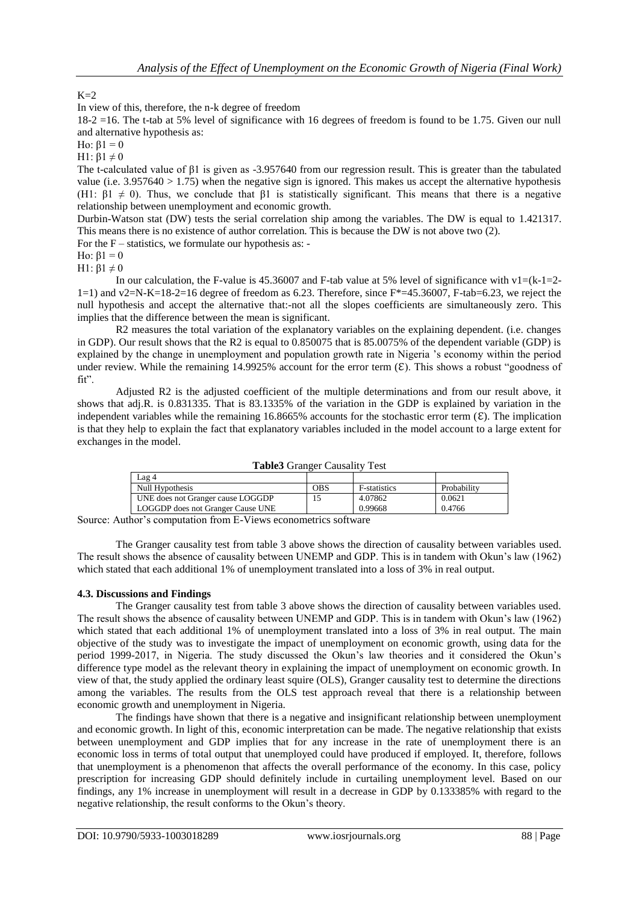K=2

In view of this, therefore, the n-k degree of freedom

18-2 =16. The t-tab at 5% level of significance with 16 degrees of freedom is found to be 1.75. Given our null and alternative hypothesis as:

Ho: $\beta 1 = 0$

H1: $\beta 1 \neq 0$

The t-calculated value of β1 is given as -3.957640 from our regression result. This is greater than the tabulated value (i.e. 3.957640 > 1.75) when the negative sign is ignored. This makes us accept the alternative hypothesis (H1: $\beta 1 \neq 0$). Thus, we conclude that β1 is statistically significant. This means that there is a negative relationship between unemployment and economic growth.

Durbin-Watson stat (DW) tests the serial correlation ship among the variables. The DW is equal to 1.421317. This means there is no existence of author correlation. This is because the DW is not above two (2).

For the F – statistics, we formulate our hypothesis as: -

Ho: $\beta 1 = 0$

H1: $\beta 1 \neq 0$

In our calculation, the F-value is 45.36007 and F-tab value at 5% level of significance with v1=(k-1=2-1=1) and v2=N-K=18-2=16 degree of freedom as 6.23. Therefore, since F*=45.36007, F-tab=6.23, we reject the null hypothesis and accept the alternative that:-not all the slopes coefficients are simultaneously zero. This implies that the difference between the mean is significant.

R2 measures the total variation of the explanatory variables on the explaining dependent. (i.e. changes in GDP). Our result shows that the R2 is equal to 0.850075 that is 85.0075% of the dependent variable (GDP) is explained by the change in unemployment and population growth rate in Nigeria 's economy within the period under review. While the remaining 14.9925% account for the error term (Ɛ). This shows a robust "goodness of fit".

Adjusted R2 is the adjusted coefficient of the multiple determinations and from our result above, it shows that adj.R. is 0.831335. That is 83.1335% of the variation in the GDP is explained by variation in the independent variables while the remaining 16.8665% accounts for the stochastic error term (Ɛ). The implication is that they help to explain the fact that explanatory variables included in the model account to a large extent for exchanges in the model.

**Table3** Granger Causality Test

| Lag 4 | | | |
|---|---|---|---|
| Null Hypothesis | OBS | F-statistics | Probability |
| UNE does not Granger cause LOGGDP | 15 | 4.07862 | 0.0621 |
| LOGGDP does not Granger Cause UNE | | 0.99668 | 0.4766 |

Source: Author's computation from E-Views econometrics software

The Granger causality test from table 3 above shows the direction of causality between variables used. The result shows the absence of causality between UNEMP and GDP. This is in tandem with Okun's law (1962) which stated that each additional 1% of unemployment translated into a loss of 3% in real output.

### 4.3. Discussions and Findings

The Granger causality test from table 3 above shows the direction of causality between variables used. The result shows the absence of causality between UNEMP and GDP. This is in tandem with Okun's law (1962) which stated that each additional 1% of unemployment translated into a loss of 3% in real output. The main objective of the study was to investigate the impact of unemployment on economic growth, using data for the period 1999-2017, in Nigeria. The study discussed the Okun's law theories and it considered the Okun's difference type model as the relevant theory in explaining the impact of unemployment on economic growth. In view of that, the study applied the ordinary least squire (OLS), Granger causality test to determine the directions among the variables. The results from the OLS test approach reveal that there is a relationship between economic growth and unemployment in Nigeria.

The findings have shown that there is a negative and insignificant relationship between unemployment and economic growth. In light of this, economic interpretation can be made. The negative relationship that exists between unemployment and GDP implies that for any increase in the rate of unemployment there is an economic loss in terms of total output that unemployed could have produced if employed. It, therefore, follows that unemployment is a phenomenon that affects the overall performance of the economy. In this case, policy prescription for increasing GDP should definitely include in curtailing unemployment level. Based on our findings, any 1% increase in unemployment will result in a decrease in GDP by 0.133385% with regard to the negative relationship, the result conforms to the Okun's theory.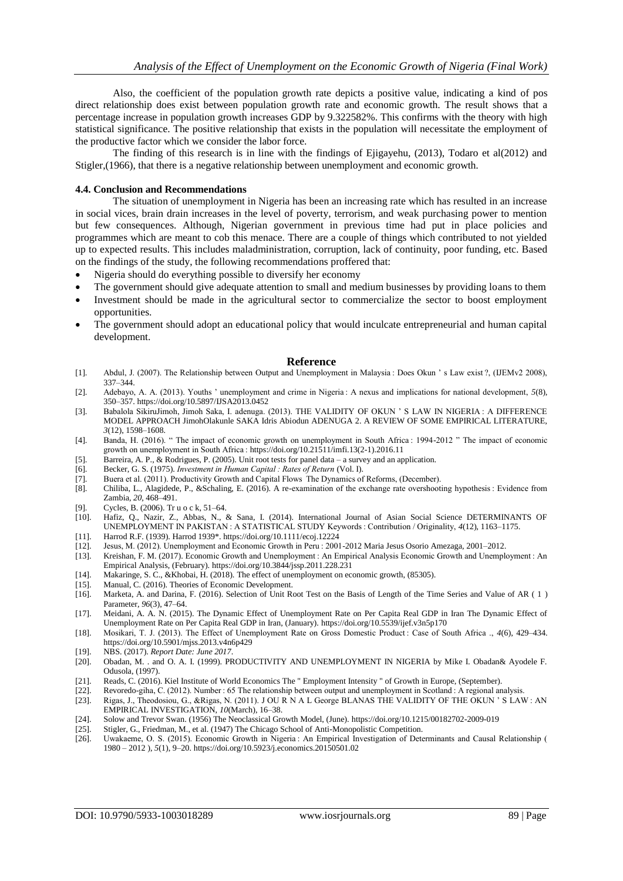Also, the coefficient of the population growth rate depicts a positive value, indicating a kind of pos direct relationship does exist between population growth rate and economic growth. The result shows that a percentage increase in population growth increases GDP by 9.322582%. This confirms with the theory with high statistical significance. The positive relationship that exists in the population will necessitate the employment of the productive factor which we consider the labor force.

The finding of this research is in line with the findings of Ejigayehu, (2013), Todaro et al(2012) and Stigler,(1966), that there is a negative relationship between unemployment and economic growth.

#### 4.4. Conclusion and Recommendations

The situation of unemployment in Nigeria has been an increasing rate which has resulted in an increase in social vices, brain drain increases in the level of poverty, terrorism, and weak purchasing power to mention but few consequences. Although, Nigerian government in previous time had put in place policies and programmes which are meant to cob this menace. There are a couple of things which contributed to not yielded up to expected results. This includes maladministration, corruption, lack of continuity, poor funding, etc. Based on the findings of the study, the following recommendations proffered that:

- Nigeria should do everything possible to diversify her economy
- The government should give adequate attention to small and medium businesses by providing loans to them
- Investment should be made in the agricultural sector to commercialize the sector to boost employment opportunities.
- The government should adopt an educational policy that would inculcate entrepreneurial and human capital development.

## Reference

[1]. Abdul, J. (2007). The Relationship between Output and Unemployment in Malaysia : Does Okun ' s Law exist ?, (IJEMv2 2008), 337–344.

[2]. Adebayo, A. A. (2013). Youths ' unemployment and crime in Nigeria : A nexus and implications for national development, *5*(8), 350–357. https://doi.org/10.5897/IJSA2013.0452

[3]. Babalola SikiruJimoh, Jimoh Saka, I. adenuga. (2013). THE VALIDITY OF OKUN ' S LAW IN NIGERIA : A DIFFERENCE MODEL APPROACH JimohOlakunle SAKA Idris Abiodun ADENUGA 2. A REVIEW OF SOME EMPIRICAL LITERATURE, *3*(12), 1598–1608.

[4]. Banda, H. (2016). " The impact of economic growth on unemployment in South Africa : 1994-2012 " The impact of economic growth on unemployment in South Africa : https://doi.org/10.21511/imfi.13(2-1).2016.11

[5]. Barreira, A. P., & Rodrigues, P. (2005). Unit root tests for panel data – a survey and an application.

[6]. Becker, G. S. (1975). *Investment in Human Capital : Rates of Return* (Vol. I).

[7]. Buera et al. (2011). Productivity Growth and Capital Flows The Dynamics of Reforms, (December).

[8]. Chiliba, L., Alagidede, P., &Schaling, E. (2016). A re-examination of the exchange rate overshooting hypothesis : Evidence from Zambia, *20*, 468–491.

[9]. Cycles, B. (2006). Tr u o c k, 51–64.

[10]. Hafiz, Q., Nazir, Z., Abbas, N., & Sana, I. (2014). International Journal of Asian Social Science DETERMINANTS OF UNEMPLOYMENT IN PAKISTAN : A STATISTICAL STUDY Keywords : Contribution / Originality, *4*(12), 1163–1175.

[11]. Harrod R.F. (1939). Harrod 1939*. https://doi.org/10.1111/ecoj.12224

[12]. Jesus, M. (2012). Unemployment and Economic Growth in Peru : 2001-2012 Maria Jesus Osorio Amezaga, 2001–2012.

[13]. Kreishan, F. M. (2017). Economic Growth and Unemployment : An Empirical Analysis Economic Growth and Unemployment : An Empirical Analysis, (February). https://doi.org/10.3844/jssp.2011.228.231

[14]. Makaringe, S. C., &Khobai, H. (2018). The effect of unemployment on economic growth, (85305).

[15]. Manual, C. (2016). Theories of Economic Development.

[16]. Marketa, A. and Darina, F. (2016). Selection of Unit Root Test on the Basis of Length of the Time Series and Value of AR ( 1 ) Parameter, *96*(3), 47–64.

[17]. Meidani, A. A. N. (2015). The Dynamic Effect of Unemployment Rate on Per Capita Real GDP in Iran The Dynamic Effect of Unemployment Rate on Per Capita Real GDP in Iran, (January). https://doi.org/10.5539/ijef.v3n5p170

[18]. Mosikari, T. J. (2013). The Effect of Unemployment Rate on Gross Domestic Product : Case of South Africa ., *4*(6), 429–434. https://doi.org/10.5901/mjss.2013.v4n6p429

[19]. NBS. (2017). *Report Date: June 2017*.

[20]. Obadan, M. . and O. A. I. (1999). PRODUCTIVITY AND UNEMPLOYMENT IN NIGERIA by Mike I. Obadan& Ayodele F. Odusola, (1997).

[21]. Reads, C. (2016). Kiel Institute of World Economics The " Employment Intensity " of Growth in Europe, (September).

[22]. Revoredo-giha, C. (2012). Number : 65 The relationship between output and unemployment in Scotland : A regional analysis.

[23]. Rigas, J., Theodosiou, G., &Rigas, N. (2011). J OU R N A L George BLANAS THE VALIDITY OF THE OKUN ' S LAW : AN EMPIRICAL INVESTIGATION, *10*(March), 16–38.

[24]. Solow and Trevor Swan. (1956) The Neoclassical Growth Model, (June). https://doi.org/10.1215/00182702-2009-019

[25]. Stigler, G., Friedman, M., et al. (1947) The Chicago School of Anti-Monopolistic Competition.

[26]. Uwakaeme, O. S. (2015). Economic Growth in Nigeria : An Empirical Investigation of Determinants and Causal Relationship ( 1980 – 2012 ), *5*(1), 9–20. https://doi.org/10.5923/j.economics.20150501.02